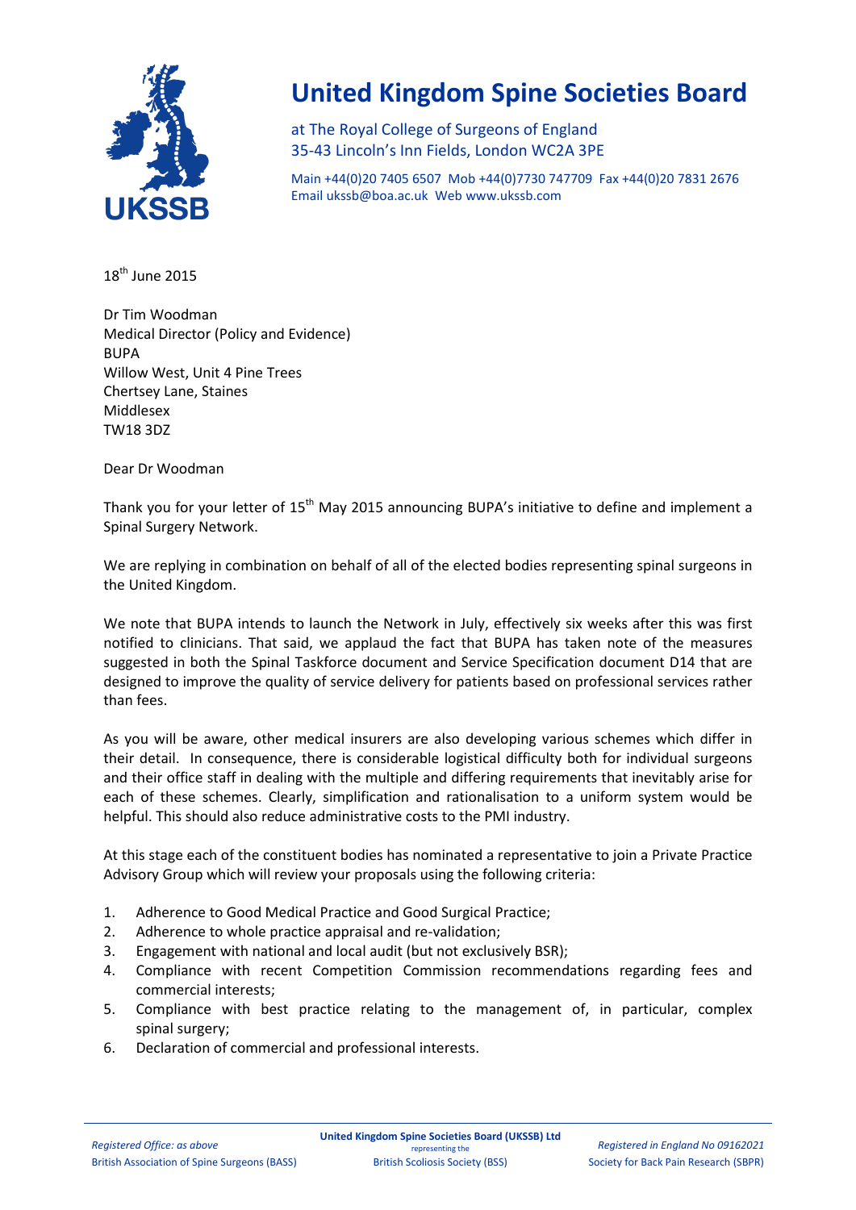# United Kingdom Spine Societies Board

at The Royal College of Surgeons of England
35-43 Lincoln's Inn Fields, London WC2A 3PE

Main +44(0)20 7405 6507 Mob +44(0)7730 747709 Fax +44(0)20 7831 2676
Email ukssb@boa.ac.uk Web www.ukssb.com

18th June 2015

Dr Tim Woodman
Medical Director (Policy and Evidence)
BUPA
Willow West, Unit 4 Pine Trees
Chertsey Lane, Staines
Middlesex
TW18 3DZ

Dear Dr Woodman

Thank you for your letter of 15th May 2015 announcing BUPA's initiative to define and implement a Spinal Surgery Network.

We are replying in combination on behalf of all of the elected bodies representing spinal surgeons in the United Kingdom.

We note that BUPA intends to launch the Network in July, effectively six weeks after this was first notified to clinicians. That said, we applaud the fact that BUPA has taken note of the measures suggested in both the Spinal Taskforce document and Service Specification document D14 that are designed to improve the quality of service delivery for patients based on professional services rather than fees.

As you will be aware, other medical insurers are also developing various schemes which differ in their detail. In consequence, there is considerable logistical difficulty both for individual surgeons and their office staff in dealing with the multiple and differing requirements that inevitably arise for each of these schemes. Clearly, simplification and rationalisation to a uniform system would be helpful. This should also reduce administrative costs to the PMI industry.

At this stage each of the constituent bodies has nominated a representative to join a Private Practice Advisory Group which will review your proposals using the following criteria:

1. Adherence to Good Medical Practice and Good Surgical Practice;
2. Adherence to whole practice appraisal and re-validation;
3. Engagement with national and local audit (but not exclusively BSR);
4. Compliance with recent Competition Commission recommendations regarding fees and commercial interests;
5. Compliance with best practice relating to the management of, in particular, complex spinal surgery;
6. Declaration of commercial and professional interests.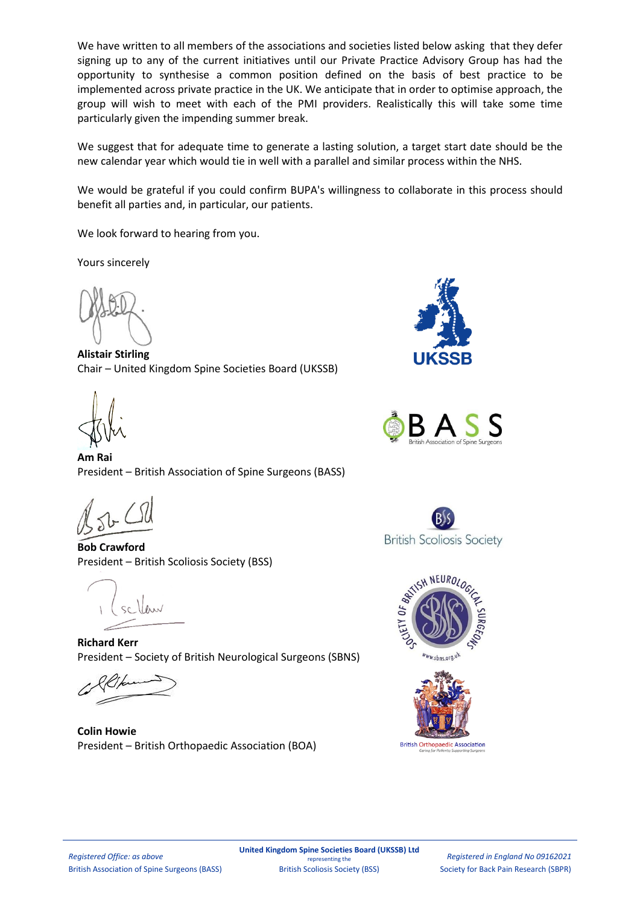We have written to all members of the associations and societies listed below asking that they defer signing up to any of the current initiatives until our Private Practice Advisory Group has had the opportunity to synthesise a common position defined on the basis of best practice to be implemented across private practice in the UK. We anticipate that in order to optimise approach, the group will wish to meet with each of the PMI providers. Realistically this will take some time particularly given the impending summer break.

We suggest that for adequate time to generate a lasting solution, a target start date should be the new calendar year which would tie in well with a parallel and similar process within the NHS.

We would be grateful if you could confirm BUPA's willingness to collaborate in this process should benefit all parties and, in particular, our patients.

We look forward to hearing from you.

Yours sincerely

**Alistair Stirling**
Chair – United Kingdom Spine Societies Board (UKSSB)

**Am Rai**
President – British Association of Spine Surgeons (BASS)

**Bob Crawford**
President – British Scoliosis Society (BSS)

**Richard Kerr**
President – Society of British Neurological Surgeons (SBNS)

**Colin Howie**
President – British Orthopaedic Association (BOA)

UKSSB

BASS British Association of Spine Surgeons

British Scoliosis Society

Society of British Neurological Surgeons www.sbns.org.uk

British Orthopaedic Association Caring for Patients; Supporting Surgeons

*Registered Office: as above*
British Association of Spine Surgeons (BASS)

**United Kingdom Spine Societies Board (UKSSB) Ltd**
representing the
British Scoliosis Society (BSS)

*Registered in England No 09162021*
Society for Back Pain Research (SBPR)